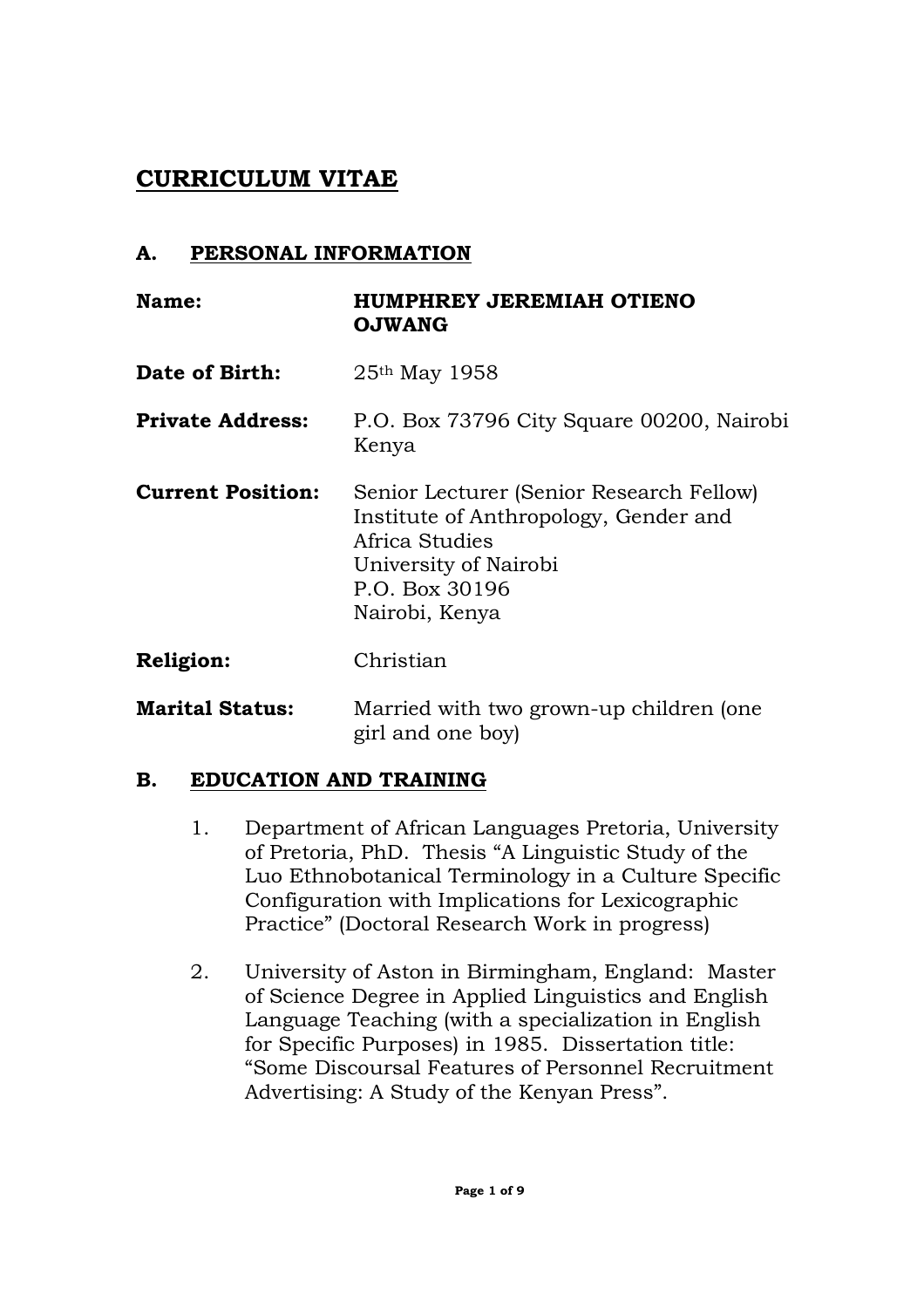# CURRICULUM VITAE

## A. PERSONAL INFORMATION

| | |
|---|---|
| **Name:** | **HUMPHREY JEREMIAH OTIENO OJWANG** |
| **Date of Birth:** | 25th May 1958 |
| **Private Address:** | P.O. Box 73796 City Square 00200, Nairobi Kenya |
| **Current Position:** | Senior Lecturer (Senior Research Fellow)<br>Institute of Anthropology, Gender and Africa Studies<br>University of Nairobi<br>P.O. Box 30196<br>Nairobi, Kenya |
| **Religion:** | Christian |
| **Marital Status:** | Married with two grown-up children (one girl and one boy) |

## B. EDUCATION AND TRAINING

1. Department of African Languages Pretoria, University of Pretoria, PhD. Thesis "A Linguistic Study of the Luo Ethnobotanical Terminology in a Culture Specific Configuration with Implications for Lexicographic Practice" (Doctoral Research Work in progress)

2. University of Aston in Birmingham, England: Master of Science Degree in Applied Linguistics and English Language Teaching (with a specialization in English for Specific Purposes) in 1985. Dissertation title: "Some Discoursal Features of Personnel Recruitment Advertising: A Study of the Kenyan Press".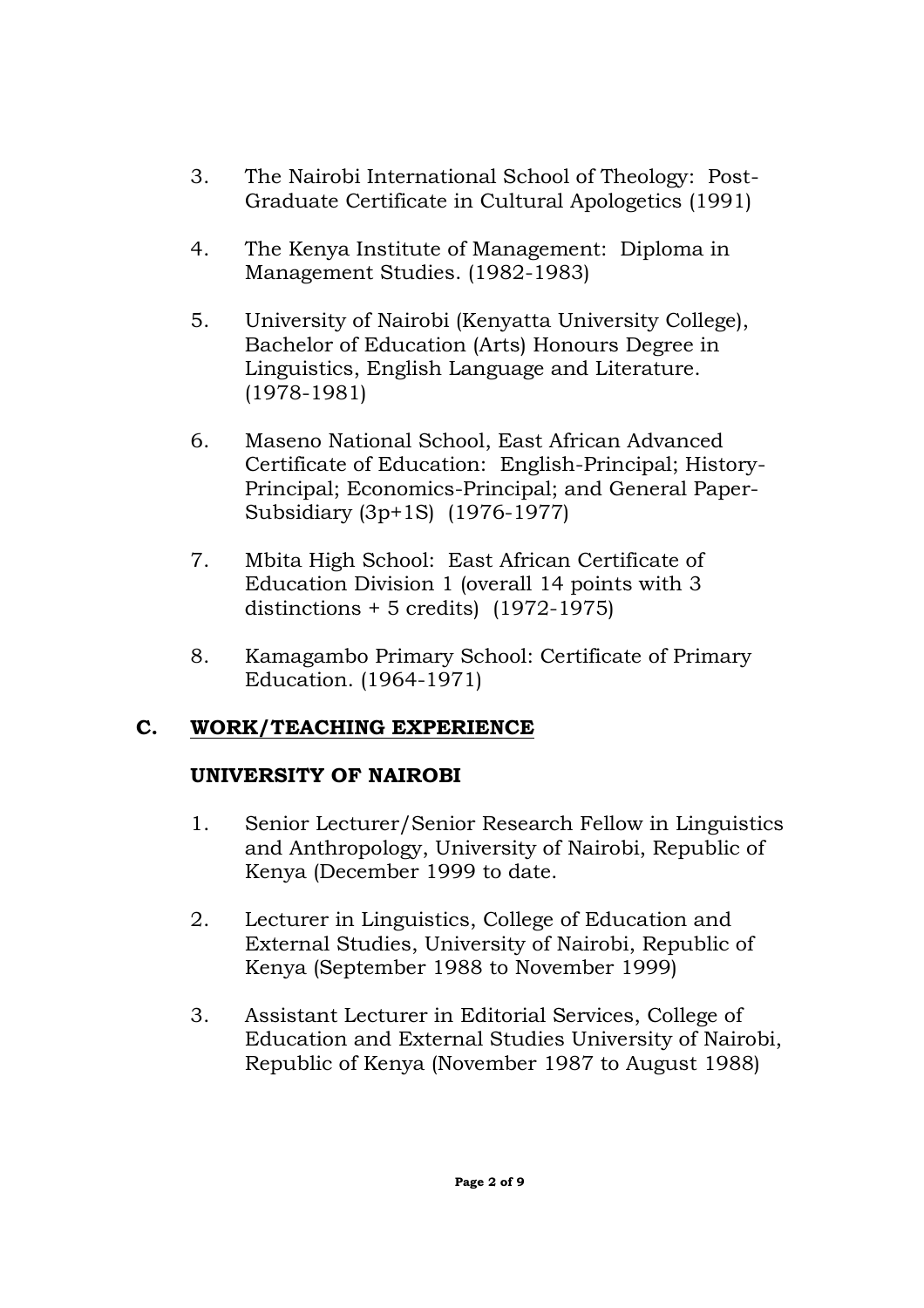3. The Nairobi International School of Theology: Post-Graduate Certificate in Cultural Apologetics (1991)

4. The Kenya Institute of Management: Diploma in Management Studies. (1982-1983)

5. University of Nairobi (Kenyatta University College), Bachelor of Education (Arts) Honours Degree in Linguistics, English Language and Literature. (1978-1981)

6. Maseno National School, East African Advanced Certificate of Education: English-Principal; History-Principal; Economics-Principal; and General Paper-Subsidiary (3p+1S) (1976-1977)

7. Mbita High School: East African Certificate of Education Division 1 (overall 14 points with 3 distinctions + 5 credits) (1972-1975)

8. Kamagambo Primary School: Certificate of Primary Education. (1964-1971)

## C. WORK/TEACHING EXPERIENCE

### UNIVERSITY OF NAIROBI

1. Senior Lecturer/Senior Research Fellow in Linguistics and Anthropology, University of Nairobi, Republic of Kenya (December 1999 to date.

2. Lecturer in Linguistics, College of Education and External Studies, University of Nairobi, Republic of Kenya (September 1988 to November 1999)

3. Assistant Lecturer in Editorial Services, College of Education and External Studies University of Nairobi, Republic of Kenya (November 1987 to August 1988)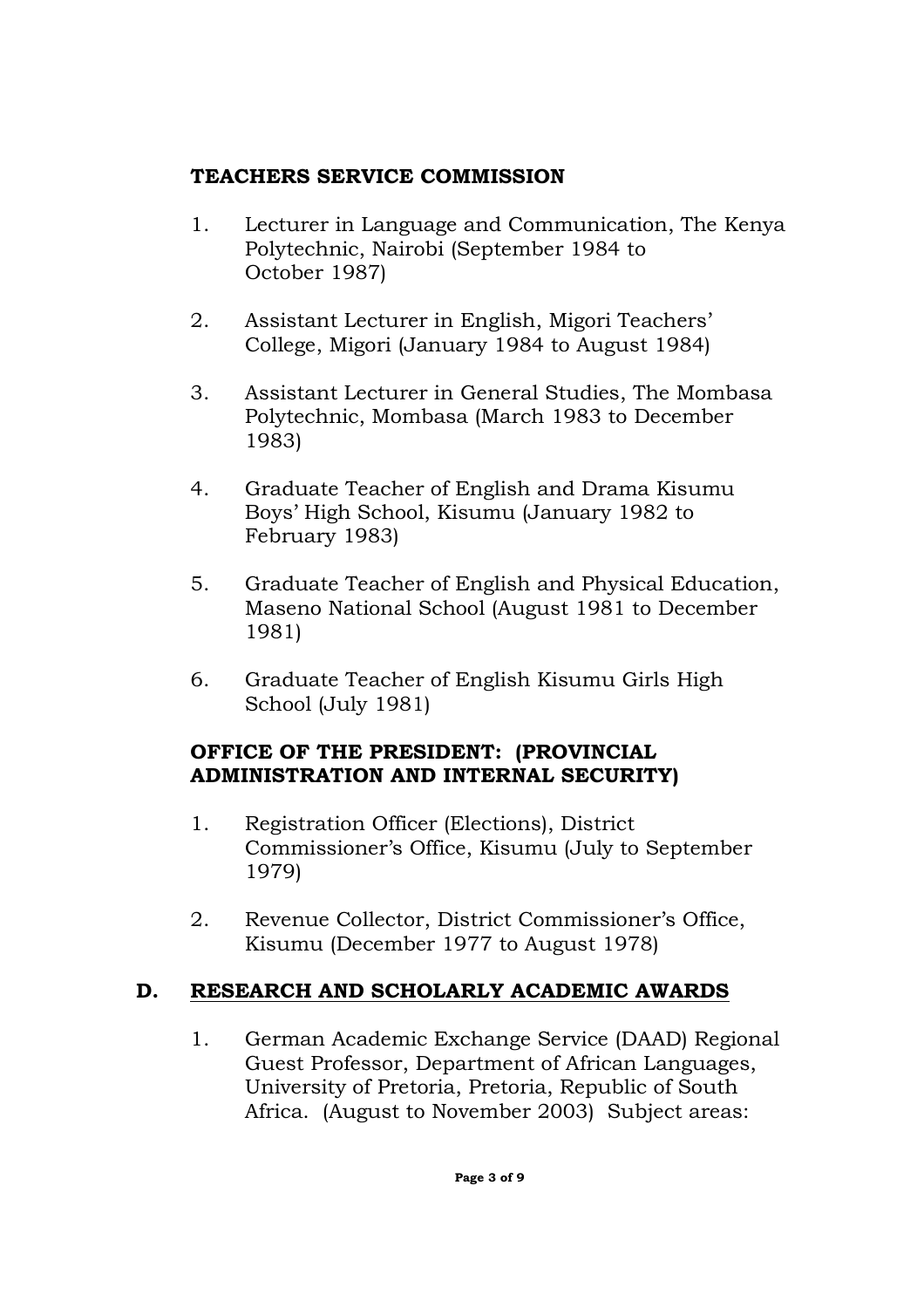**TEACHERS SERVICE COMMISSION**

1. Lecturer in Language and Communication, The Kenya Polytechnic, Nairobi (September 1984 to October 1987)

2. Assistant Lecturer in English, Migori Teachers' College, Migori (January 1984 to August 1984)

3. Assistant Lecturer in General Studies, The Mombasa Polytechnic, Mombasa (March 1983 to December 1983)

4. Graduate Teacher of English and Drama Kisumu Boys' High School, Kisumu (January 1982 to February 1983)

5. Graduate Teacher of English and Physical Education, Maseno National School (August 1981 to December 1981)

6. Graduate Teacher of English Kisumu Girls High School (July 1981)

**OFFICE OF THE PRESIDENT: (PROVINCIAL ADMINISTRATION AND INTERNAL SECURITY)**

1. Registration Officer (Elections), District Commissioner's Office, Kisumu (July to September 1979)

2. Revenue Collector, District Commissioner's Office, Kisumu (December 1977 to August 1978)

## D. <u>RESEARCH AND SCHOLARLY ACADEMIC AWARDS</u>

1. German Academic Exchange Service (DAAD) Regional Guest Professor, Department of African Languages, University of Pretoria, Pretoria, Republic of South Africa. (August to November 2003) Subject areas: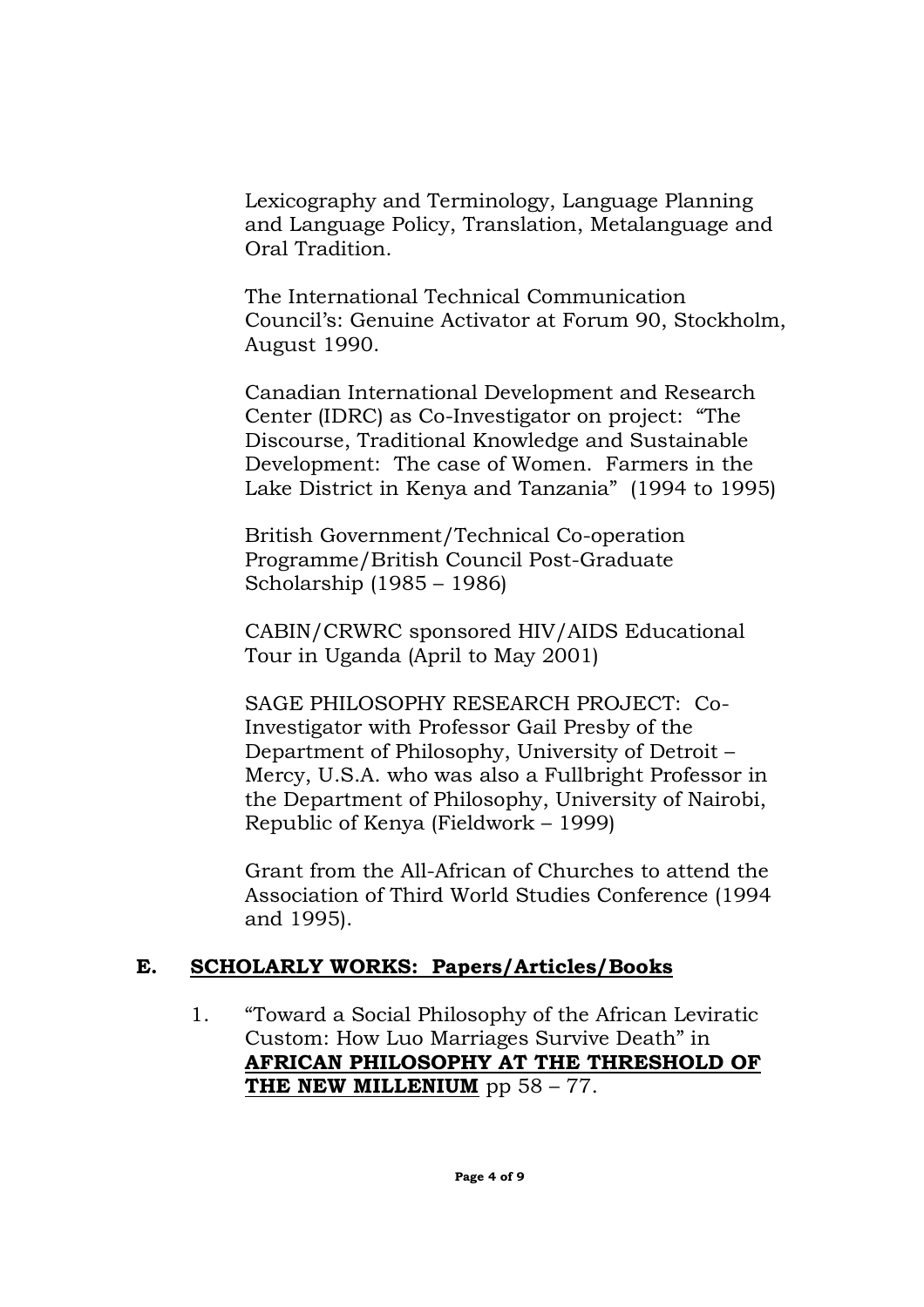Lexicography and Terminology, Language Planning and Language Policy, Translation, Metalanguage and Oral Tradition.

The International Technical Communication Council's: Genuine Activator at Forum 90, Stockholm, August 1990.

Canadian International Development and Research Center (IDRC) as Co-Investigator on project: "The Discourse, Traditional Knowledge and Sustainable Development: The case of Women. Farmers in the Lake District in Kenya and Tanzania" (1994 to 1995)

British Government/Technical Co-operation Programme/British Council Post-Graduate Scholarship (1985 – 1986)

CABIN/CRWRC sponsored HIV/AIDS Educational Tour in Uganda (April to May 2001)

SAGE PHILOSOPHY RESEARCH PROJECT: Co-Investigator with Professor Gail Presby of the Department of Philosophy, University of Detroit – Mercy, U.S.A. who was also a Fullbright Professor in the Department of Philosophy, University of Nairobi, Republic of Kenya (Fieldwork – 1999)

Grant from the All-African of Churches to attend the Association of Third World Studies Conference (1994 and 1995).

## E. SCHOLARLY WORKS: Papers/Articles/Books

1. "Toward a Social Philosophy of the African Leviratic Custom: How Luo Marriages Survive Death" in **AFRICAN PHILOSOPHY AT THE THRESHOLD OF THE NEW MILLENIUM** pp 58 – 77.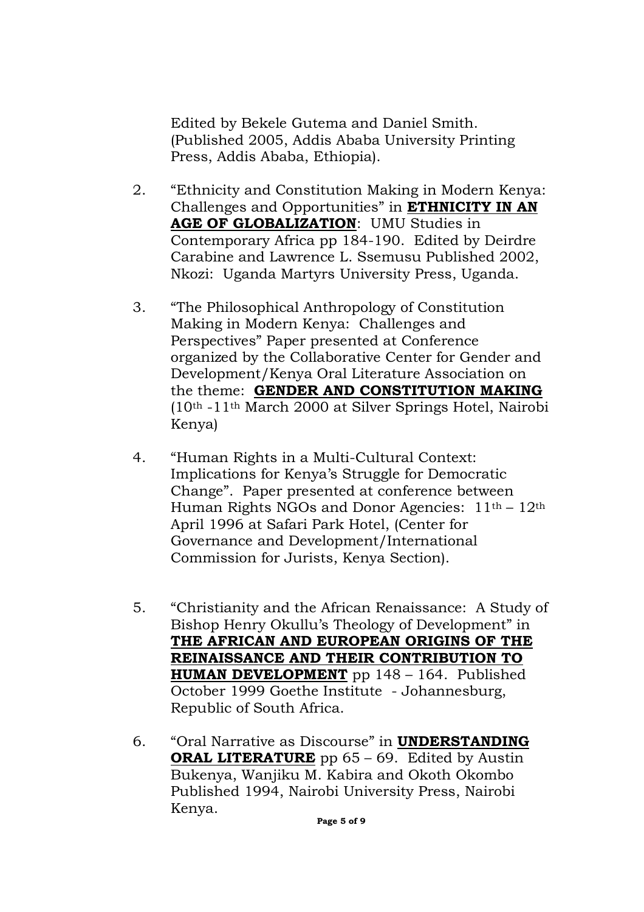Edited by Bekele Gutema and Daniel Smith. (Published 2005, Addis Ababa University Printing Press, Addis Ababa, Ethiopia).

2. "Ethnicity and Constitution Making in Modern Kenya: Challenges and Opportunities" in **ETHNICITY IN AN AGE OF GLOBALIZATION**: UMU Studies in Contemporary Africa pp 184-190. Edited by Deirdre Carabine and Lawrence L. Ssemusu Published 2002, Nkozi: Uganda Martyrs University Press, Uganda.

3. "The Philosophical Anthropology of Constitution Making in Modern Kenya: Challenges and Perspectives" Paper presented at Conference organized by the Collaborative Center for Gender and Development/Kenya Oral Literature Association on the theme: **GENDER AND CONSTITUTION MAKING** (10th -11th March 2000 at Silver Springs Hotel, Nairobi Kenya)

4. "Human Rights in a Multi-Cultural Context: Implications for Kenya's Struggle for Democratic Change". Paper presented at conference between Human Rights NGOs and Donor Agencies: 11th – 12th April 1996 at Safari Park Hotel, (Center for Governance and Development/International Commission for Jurists, Kenya Section).

5. "Christianity and the African Renaissance: A Study of Bishop Henry Okullu's Theology of Development" in **THE AFRICAN AND EUROPEAN ORIGINS OF THE REINAISSANCE AND THEIR CONTRIBUTION TO HUMAN DEVELOPMENT** pp 148 – 164. Published October 1999 Goethe Institute - Johannesburg, Republic of South Africa.

6. "Oral Narrative as Discourse" in **UNDERSTANDING ORAL LITERATURE** pp 65 – 69. Edited by Austin Bukenya, Wanjiku M. Kabira and Okoth Okombo Published 1994, Nairobi University Press, Nairobi Kenya.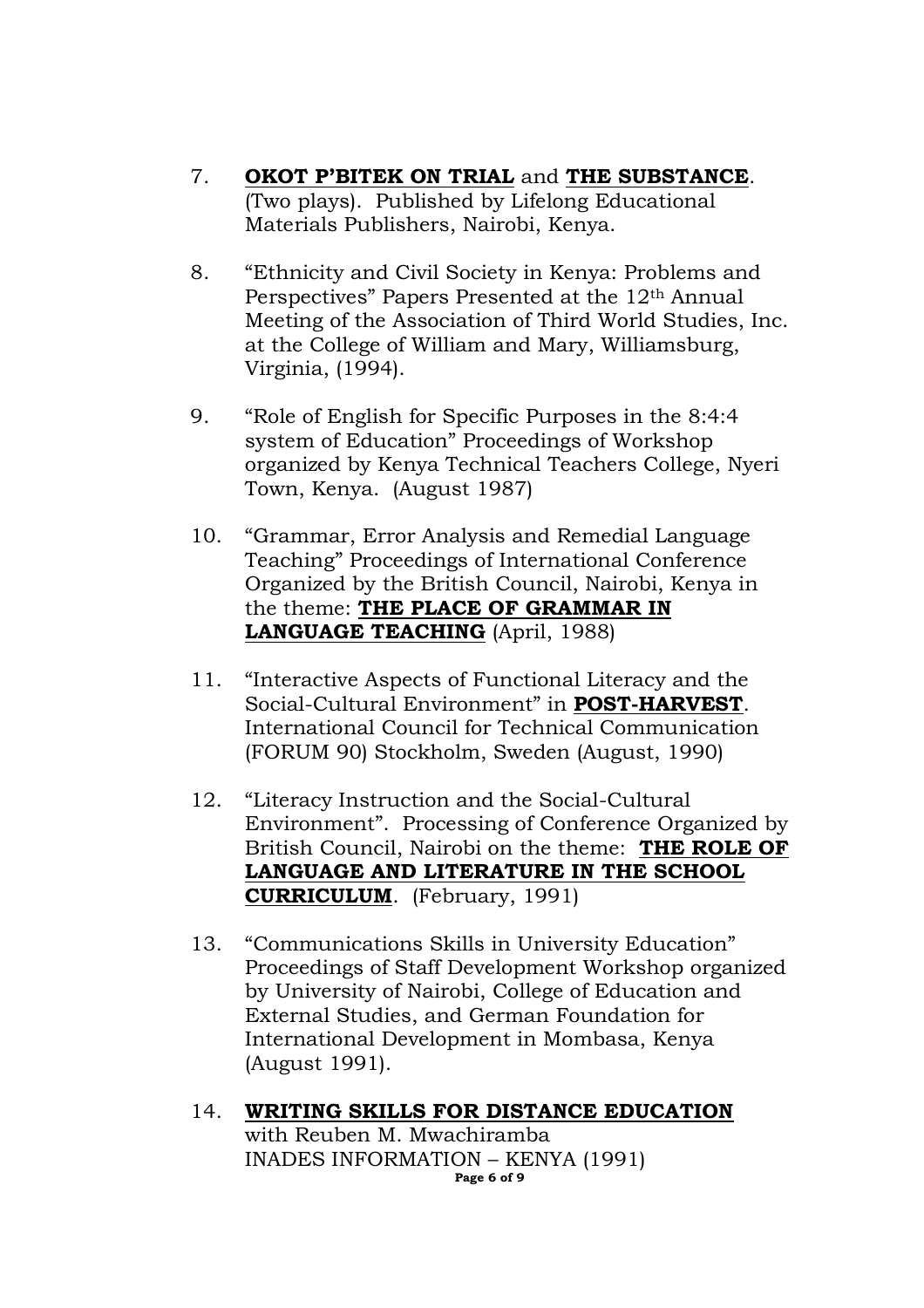7. **OKOT P'BITEK ON TRIAL** and **THE SUBSTANCE**. (Two plays). Published by Lifelong Educational Materials Publishers, Nairobi, Kenya.

8. "Ethnicity and Civil Society in Kenya: Problems and Perspectives" Papers Presented at the 12th Annual Meeting of the Association of Third World Studies, Inc. at the College of William and Mary, Williamsburg, Virginia, (1994).

9. "Role of English for Specific Purposes in the 8:4:4 system of Education" Proceedings of Workshop organized by Kenya Technical Teachers College, Nyeri Town, Kenya. (August 1987)

10. "Grammar, Error Analysis and Remedial Language Teaching" Proceedings of International Conference Organized by the British Council, Nairobi, Kenya in the theme: **THE PLACE OF GRAMMAR IN LANGUAGE TEACHING** (April, 1988)

11. "Interactive Aspects of Functional Literacy and the Social-Cultural Environment" in **POST-HARVEST**. International Council for Technical Communication (FORUM 90) Stockholm, Sweden (August, 1990)

12. "Literacy Instruction and the Social-Cultural Environment". Processing of Conference Organized by British Council, Nairobi on the theme: **THE ROLE OF LANGUAGE AND LITERATURE IN THE SCHOOL CURRICULUM**. (February, 1991)

13. "Communications Skills in University Education" Proceedings of Staff Development Workshop organized by University of Nairobi, College of Education and External Studies, and German Foundation for International Development in Mombasa, Kenya (August 1991).

14. **WRITING SKILLS FOR DISTANCE EDUCATION** with Reuben M. Mwachiramba INADES INFORMATION – KENYA (1991)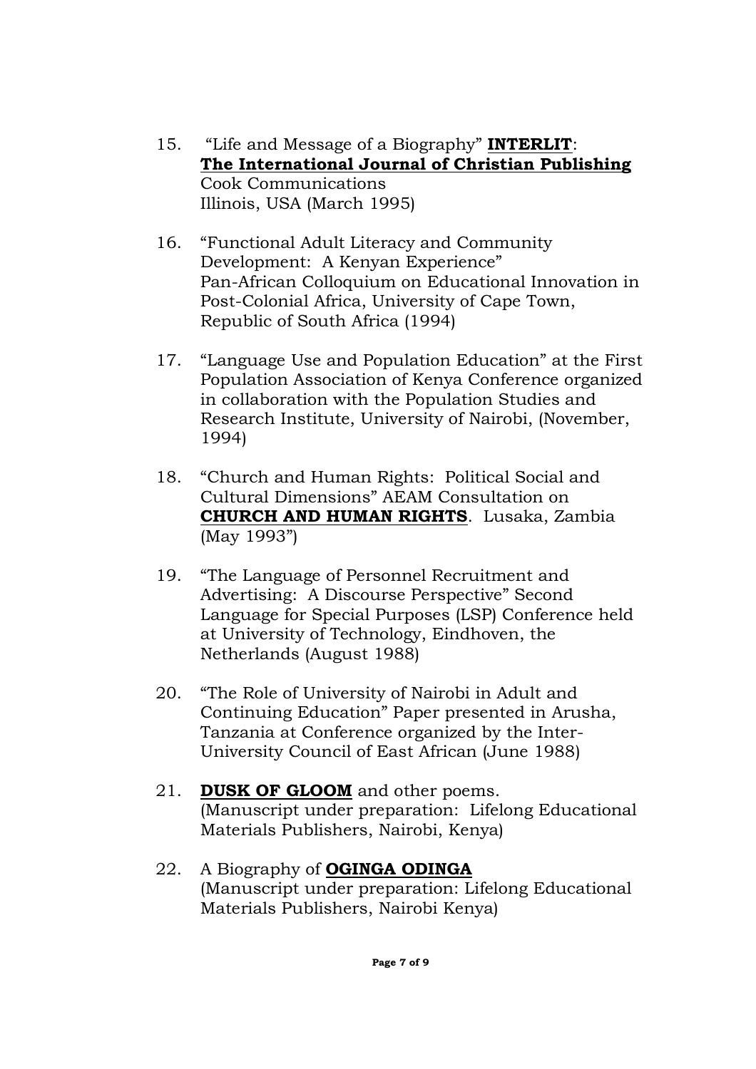15. "Life and Message of a Biography" **<u>INTERLIT</u>**:
    **<u>The International Journal of Christian Publishing</u>**
    Cook Communications
    Illinois, USA (March 1995)

16. "Functional Adult Literacy and Community Development: A Kenyan Experience"
    Pan-African Colloquium on Educational Innovation in Post-Colonial Africa, University of Cape Town, Republic of South Africa (1994)

17. "Language Use and Population Education" at the First Population Association of Kenya Conference organized in collaboration with the Population Studies and Research Institute, University of Nairobi, (November, 1994)

18. "Church and Human Rights: Political Social and Cultural Dimensions" AEAM Consultation on **<u>CHURCH AND HUMAN RIGHTS</u>**. Lusaka, Zambia (May 1993")

19. "The Language of Personnel Recruitment and Advertising: A Discourse Perspective" Second Language for Special Purposes (LSP) Conference held at University of Technology, Eindhoven, the Netherlands (August 1988)

20. "The Role of University of Nairobi in Adult and Continuing Education" Paper presented in Arusha, Tanzania at Conference organized by the Inter-University Council of East African (June 1988)

21. **<u>DUSK OF GLOOM</u>** and other poems.
    (Manuscript under preparation: Lifelong Educational Materials Publishers, Nairobi, Kenya)

22. A Biography of **<u>OGINGA ODINGA</u>**
    (Manuscript under preparation: Lifelong Educational Materials Publishers, Nairobi Kenya)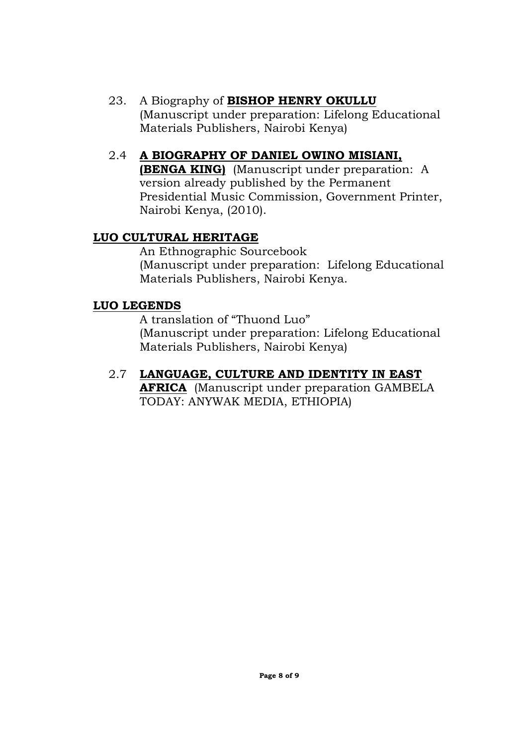23. A Biography of **BISHOP HENRY OKULLU** (Manuscript under preparation: Lifelong Educational Materials Publishers, Nairobi Kenya)

2.4 **A BIOGRAPHY OF DANIEL OWINO MISIANI, (BENGA KING)** (Manuscript under preparation: A version already published by the Permanent Presidential Music Commission, Government Printer, Nairobi Kenya, (2010).

**LUO CULTURAL HERITAGE**

An Ethnographic Sourcebook
(Manuscript under preparation: Lifelong Educational Materials Publishers, Nairobi Kenya.

**LUO LEGENDS**

A translation of "Thuond Luo"
(Manuscript under preparation: Lifelong Educational Materials Publishers, Nairobi Kenya)

2.7 **LANGUAGE, CULTURE AND IDENTITY IN EAST AFRICA** (Manuscript under preparation GAMBELA TODAY: ANYWAK MEDIA, ETHIOPIA)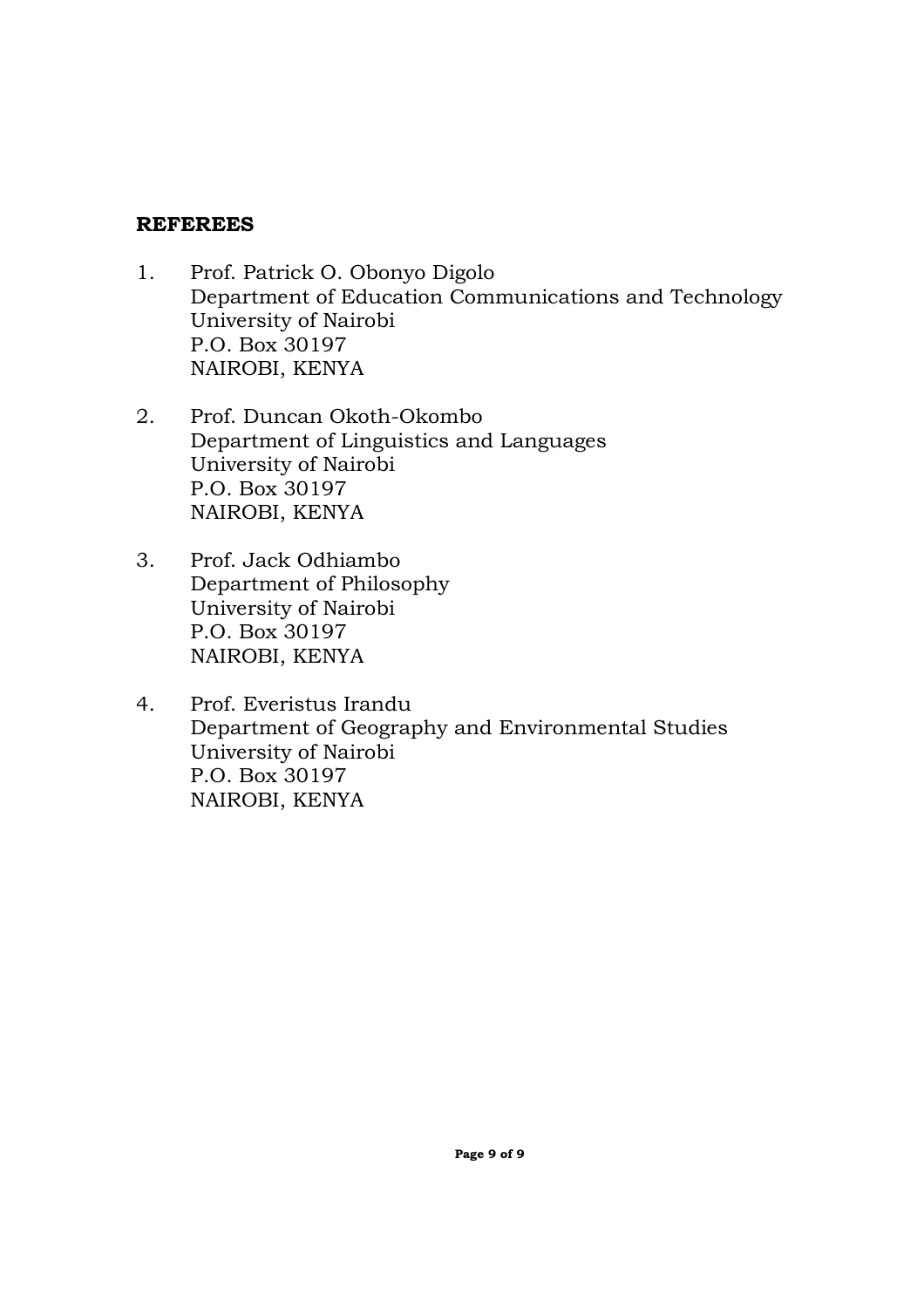**REFEREES**

1. Prof. Patrick O. Obonyo Digolo
   Department of Education Communications and Technology
   University of Nairobi
   P.O. Box 30197
   NAIROBI, KENYA

2. Prof. Duncan Okoth-Okombo
   Department of Linguistics and Languages
   University of Nairobi
   P.O. Box 30197
   NAIROBI, KENYA

3. Prof. Jack Odhiambo
   Department of Philosophy
   University of Nairobi
   P.O. Box 30197
   NAIROBI, KENYA

4. Prof. Everistus Irandu
   Department of Geography and Environmental Studies
   University of Nairobi
   P.O. Box 30197
   NAIROBI, KENYA